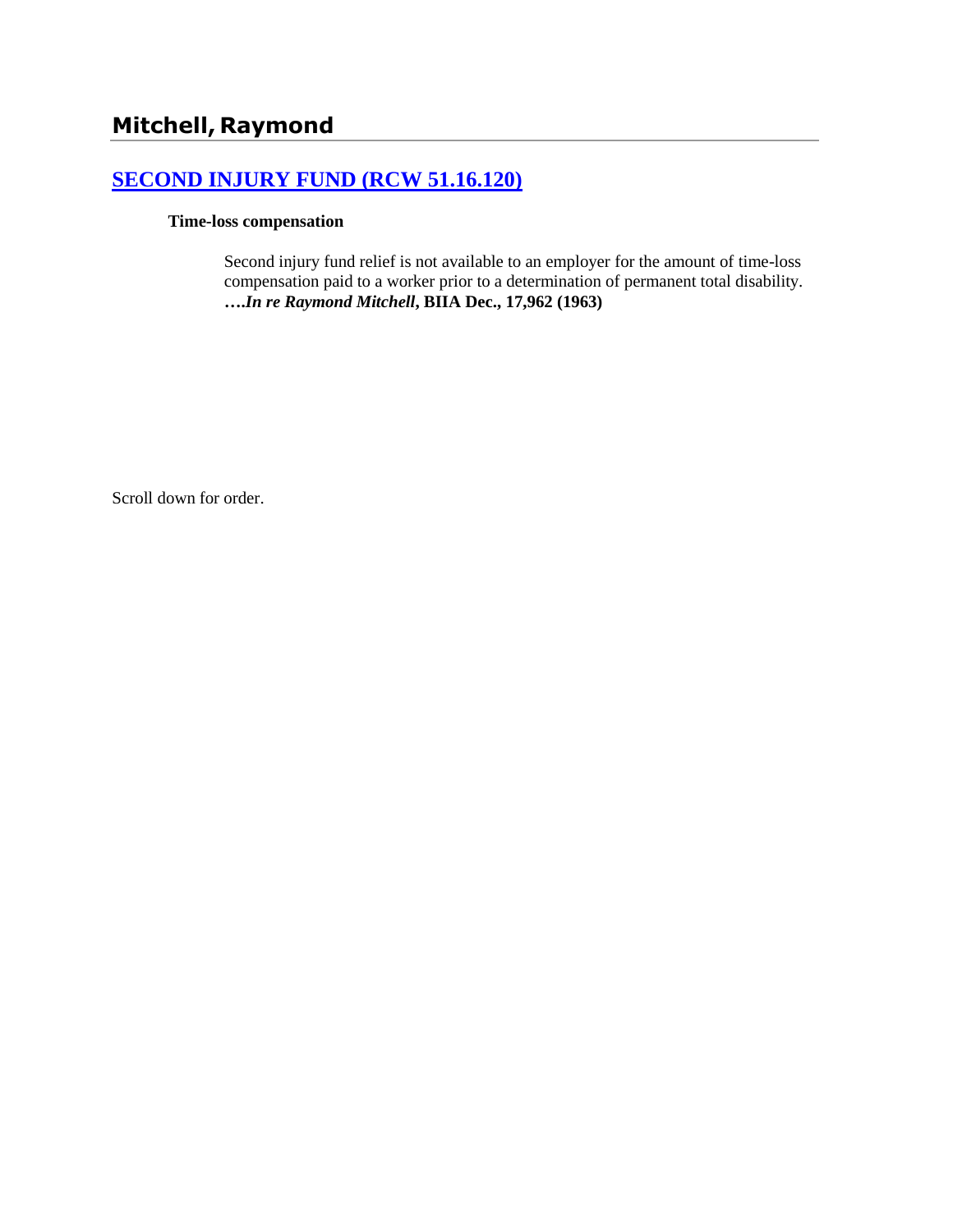# Mitchell, Raymond

## [SECOND INJURY FUND (RCW 51.16.120)]

**Time-loss compensation**

Second injury fund relief is not available to an employer for the amount of time-loss compensation paid to a worker prior to a determination of permanent total disability. **….*In re Raymond Mitchell*, BIIA Dec., 17,962 (1963)**

Scroll down for order.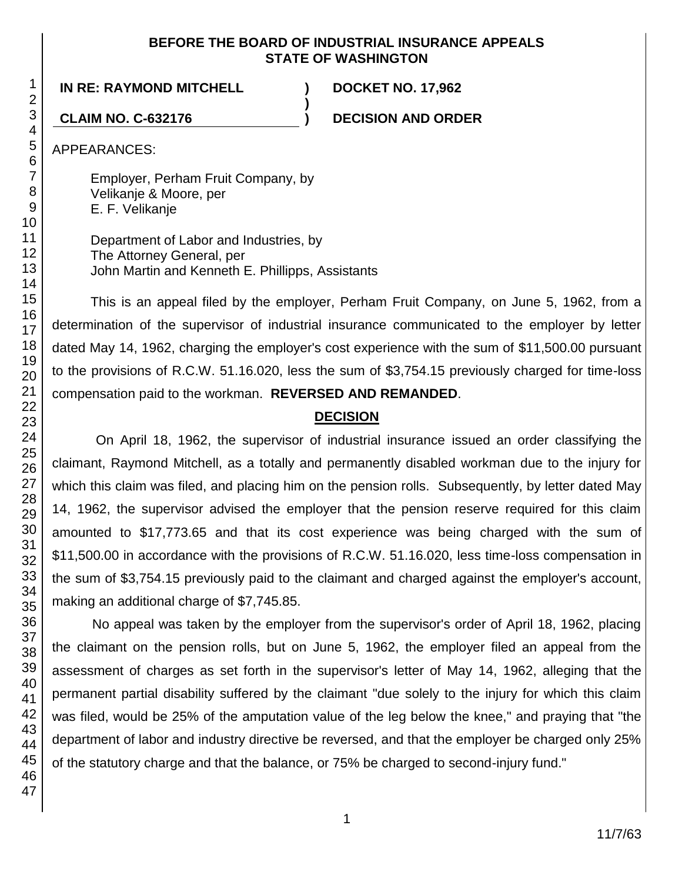**BEFORE THE BOARD OF INDUSTRIAL INSURANCE APPEALS**
**STATE OF WASHINGTON**

| | | |
|---|---|---|
| **IN RE: RAYMOND MITCHELL** | **)** | **DOCKET NO. 17,962** |
| | **)** | |
| **CLAIM NO. C-632176** | **)** | **DECISION AND ORDER** |

APPEARANCES:

Employer, Perham Fruit Company, by
Velikanje & Moore, per
E. F. Velikanje

Department of Labor and Industries, by
The Attorney General, per
John Martin and Kenneth E. Phillipps, Assistants

This is an appeal filed by the employer, Perham Fruit Company, on June 5, 1962, from a determination of the supervisor of industrial insurance communicated to the employer by letter dated May 14, 1962, charging the employer's cost experience with the sum of $11,500.00 pursuant to the provisions of R.C.W. 51.16.020, less the sum of $3,754.15 previously charged for time-loss compensation paid to the workman. **REVERSED AND REMANDED**.

## DECISION

On April 18, 1962, the supervisor of industrial insurance issued an order classifying the claimant, Raymond Mitchell, as a totally and permanently disabled workman due to the injury for which this claim was filed, and placing him on the pension rolls. Subsequently, by letter dated May 14, 1962, the supervisor advised the employer that the pension reserve required for this claim amounted to $17,773.65 and that its cost experience was being charged with the sum of $11,500.00 in accordance with the provisions of R.C.W. 51.16.020, less time-loss compensation in the sum of $3,754.15 previously paid to the claimant and charged against the employer's account, making an additional charge of $7,745.85.

No appeal was taken by the employer from the supervisor's order of April 18, 1962, placing the claimant on the pension rolls, but on June 5, 1962, the employer filed an appeal from the assessment of charges as set forth in the supervisor's letter of May 14, 1962, alleging that the permanent partial disability suffered by the claimant "due solely to the injury for which this claim was filed, would be 25% of the amputation value of the leg below the knee," and praying that "the department of labor and industry directive be reversed, and that the employer be charged only 25% of the statutory charge and that the balance, or 75% be charged to second-injury fund."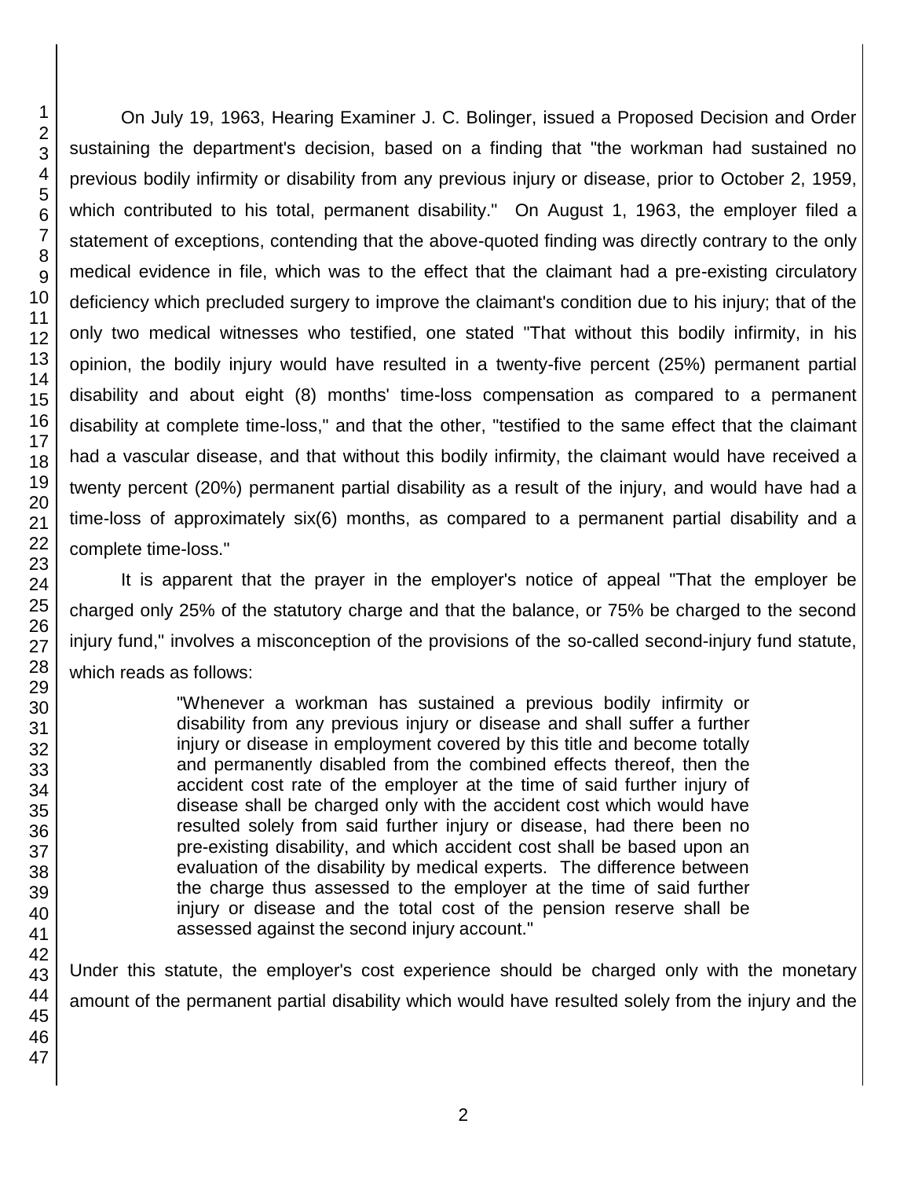On July 19, 1963, Hearing Examiner J. C. Bolinger, issued a Proposed Decision and Order sustaining the department's decision, based on a finding that "the workman had sustained no previous bodily infirmity or disability from any previous injury or disease, prior to October 2, 1959, which contributed to his total, permanent disability." On August 1, 1963, the employer filed a statement of exceptions, contending that the above-quoted finding was directly contrary to the only medical evidence in file, which was to the effect that the claimant had a pre-existing circulatory deficiency which precluded surgery to improve the claimant's condition due to his injury; that of the only two medical witnesses who testified, one stated "That without this bodily infirmity, in his opinion, the bodily injury would have resulted in a twenty-five percent (25%) permanent partial disability and about eight (8) months' time-loss compensation as compared to a permanent disability at complete time-loss," and that the other, "testified to the same effect that the claimant had a vascular disease, and that without this bodily infirmity, the claimant would have received a twenty percent (20%) permanent partial disability as a result of the injury, and would have had a time-loss of approximately six(6) months, as compared to a permanent partial disability and a complete time-loss."

It is apparent that the prayer in the employer's notice of appeal "That the employer be charged only 25% of the statutory charge and that the balance, or 75% be charged to the second injury fund," involves a misconception of the provisions of the so-called second-injury fund statute, which reads as follows:

> "Whenever a workman has sustained a previous bodily infirmity or disability from any previous injury or disease and shall suffer a further injury or disease in employment covered by this title and become totally and permanently disabled from the combined effects thereof, then the accident cost rate of the employer at the time of said further injury of disease shall be charged only with the accident cost which would have resulted solely from said further injury or disease, had there been no pre-existing disability, and which accident cost shall be based upon an evaluation of the disability by medical experts. The difference between the charge thus assessed to the employer at the time of said further injury or disease and the total cost of the pension reserve shall be assessed against the second injury account."

Under this statute, the employer's cost experience should be charged only with the monetary amount of the permanent partial disability which would have resulted solely from the injury and the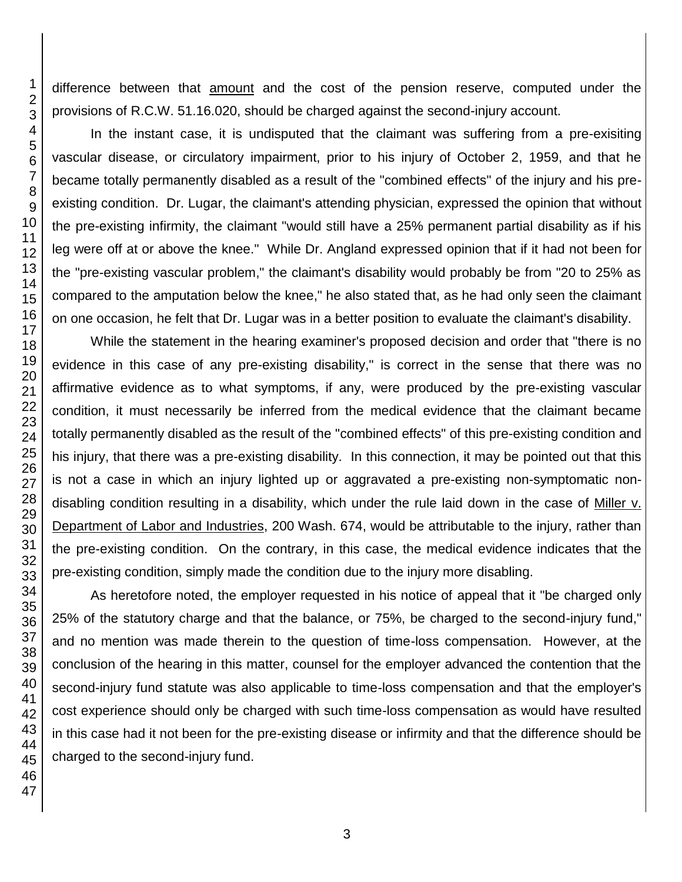difference between that amount and the cost of the pension reserve, computed under the provisions of R.C.W. 51.16.020, should be charged against the second-injury account.

In the instant case, it is undisputed that the claimant was suffering from a pre-exisiting vascular disease, or circulatory impairment, prior to his injury of October 2, 1959, and that he became totally permanently disabled as a result of the "combined effects" of the injury and his pre-existing condition. Dr. Lugar, the claimant's attending physician, expressed the opinion that without the pre-existing infirmity, the claimant "would still have a 25% permanent partial disability as if his leg were off at or above the knee." While Dr. Angland expressed opinion that if it had not been for the "pre-existing vascular problem," the claimant's disability would probably be from "20 to 25% as compared to the amputation below the knee," he also stated that, as he had only seen the claimant on one occasion, he felt that Dr. Lugar was in a better position to evaluate the claimant's disability.

While the statement in the hearing examiner's proposed decision and order that "there is no evidence in this case of any pre-existing disability," is correct in the sense that there was no affirmative evidence as to what symptoms, if any, were produced by the pre-existing vascular condition, it must necessarily be inferred from the medical evidence that the claimant became totally permanently disabled as the result of the "combined effects" of this pre-existing condition and his injury, that there was a pre-existing disability. In this connection, it may be pointed out that this is not a case in which an injury lighted up or aggravated a pre-existing non-symptomatic non-disabling condition resulting in a disability, which under the rule laid down in the case of Miller v. Department of Labor and Industries, 200 Wash. 674, would be attributable to the injury, rather than the pre-existing condition. On the contrary, in this case, the medical evidence indicates that the pre-existing condition, simply made the condition due to the injury more disabling.

As heretofore noted, the employer requested in his notice of appeal that it "be charged only 25% of the statutory charge and that the balance, or 75%, be charged to the second-injury fund," and no mention was made therein to the question of time-loss compensation. However, at the conclusion of the hearing in this matter, counsel for the employer advanced the contention that the second-injury fund statute was also applicable to time-loss compensation and that the employer's cost experience should only be charged with such time-loss compensation as would have resulted in this case had it not been for the pre-existing disease or infirmity and that the difference should be charged to the second-injury fund.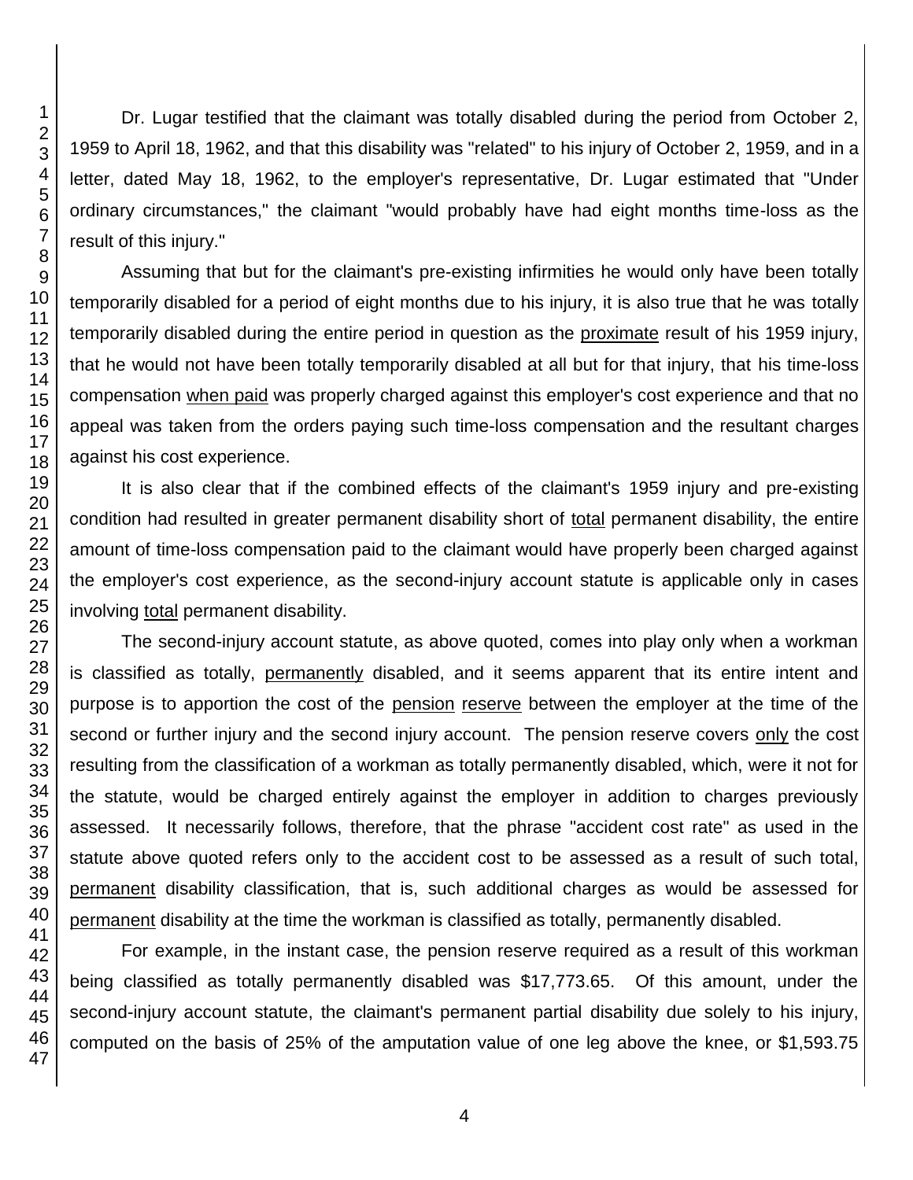Dr. Lugar testified that the claimant was totally disabled during the period from October 2, 1959 to April 18, 1962, and that this disability was "related" to his injury of October 2, 1959, and in a letter, dated May 18, 1962, to the employer's representative, Dr. Lugar estimated that "Under ordinary circumstances," the claimant "would probably have had eight months time-loss as the result of this injury."

Assuming that but for the claimant's pre-existing infirmities he would only have been totally temporarily disabled for a period of eight months due to his injury, it is also true that he was totally temporarily disabled during the entire period in question as the proximate result of his 1959 injury, that he would not have been totally temporarily disabled at all but for that injury, that his time-loss compensation when paid was properly charged against this employer's cost experience and that no appeal was taken from the orders paying such time-loss compensation and the resultant charges against his cost experience.

It is also clear that if the combined effects of the claimant's 1959 injury and pre-existing condition had resulted in greater permanent disability short of total permanent disability, the entire amount of time-loss compensation paid to the claimant would have properly been charged against the employer's cost experience, as the second-injury account statute is applicable only in cases involving total permanent disability.

The second-injury account statute, as above quoted, comes into play only when a workman is classified as totally, permanently disabled, and it seems apparent that its entire intent and purpose is to apportion the cost of the pension reserve between the employer at the time of the second or further injury and the second injury account. The pension reserve covers only the cost resulting from the classification of a workman as totally permanently disabled, which, were it not for the statute, would be charged entirely against the employer in addition to charges previously assessed. It necessarily follows, therefore, that the phrase "accident cost rate" as used in the statute above quoted refers only to the accident cost to be assessed as a result of such total, permanent disability classification, that is, such additional charges as would be assessed for permanent disability at the time the workman is classified as totally, permanently disabled.

For example, in the instant case, the pension reserve required as a result of this workman being classified as totally permanently disabled was $17,773.65. Of this amount, under the second-injury account statute, the claimant's permanent partial disability due solely to his injury, computed on the basis of 25% of the amputation value of one leg above the knee, or $1,593.75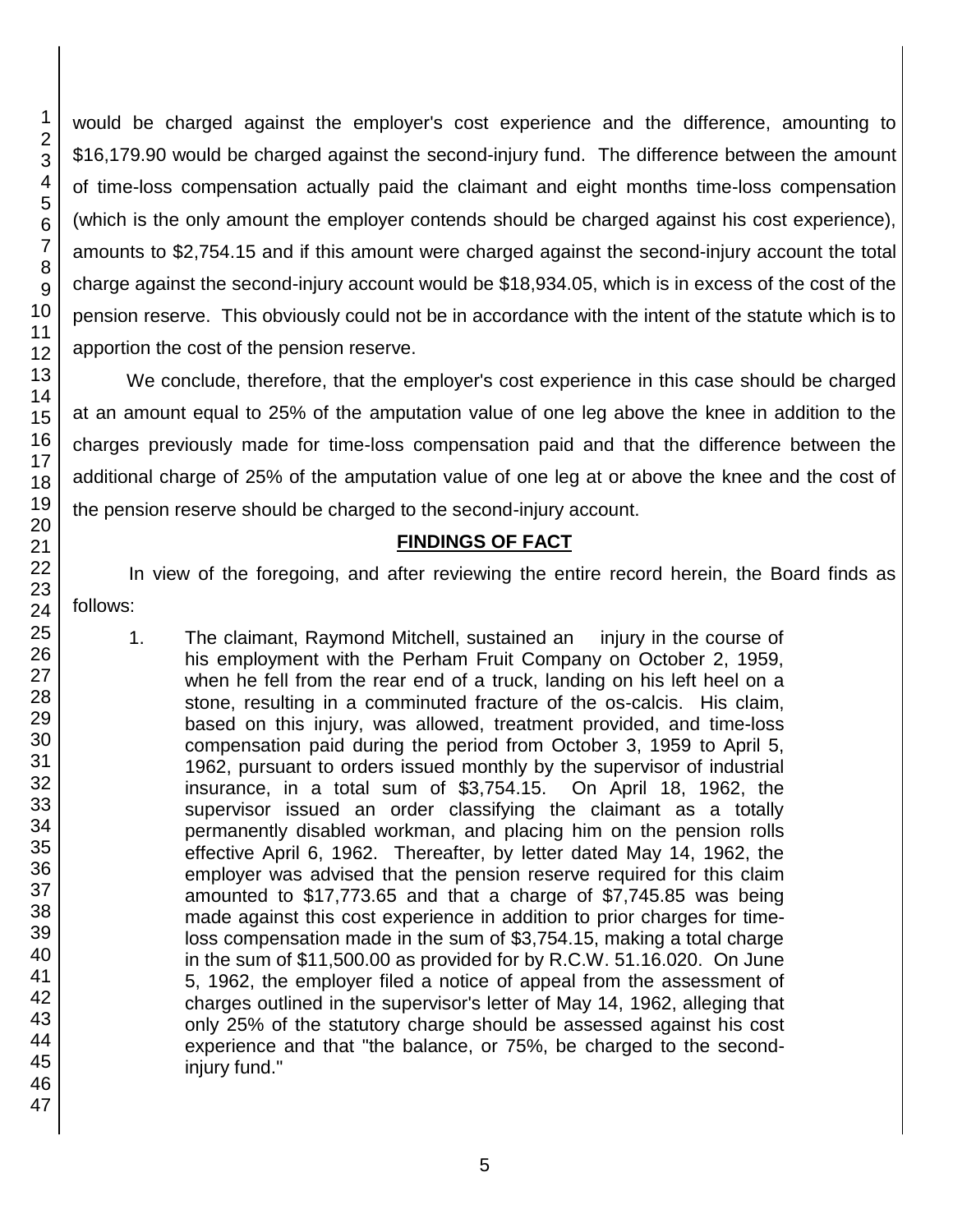would be charged against the employer's cost experience and the difference, amounting to $16,179.90 would be charged against the second-injury fund. The difference between the amount of time-loss compensation actually paid the claimant and eight months time-loss compensation (which is the only amount the employer contends should be charged against his cost experience), amounts to $2,754.15 and if this amount were charged against the second-injury account the total charge against the second-injury account would be $18,934.05, which is in excess of the cost of the pension reserve. This obviously could not be in accordance with the intent of the statute which is to apportion the cost of the pension reserve.

We conclude, therefore, that the employer's cost experience in this case should be charged at an amount equal to 25% of the amputation value of one leg above the knee in addition to the charges previously made for time-loss compensation paid and that the difference between the additional charge of 25% of the amputation value of one leg at or above the knee and the cost of the pension reserve should be charged to the second-injury account.

## FINDINGS OF FACT

In view of the foregoing, and after reviewing the entire record herein, the Board finds as follows:

1. The claimant, Raymond Mitchell, sustained an injury in the course of his employment with the Perham Fruit Company on October 2, 1959, when he fell from the rear end of a truck, landing on his left heel on a stone, resulting in a comminuted fracture of the os-calcis. His claim, based on this injury, was allowed, treatment provided, and time-loss compensation paid during the period from October 3, 1959 to April 5, 1962, pursuant to orders issued monthly by the supervisor of industrial insurance, in a total sum of $3,754.15. On April 18, 1962, the supervisor issued an order classifying the claimant as a totally permanently disabled workman, and placing him on the pension rolls effective April 6, 1962. Thereafter, by letter dated May 14, 1962, the employer was advised that the pension reserve required for this claim amounted to $17,773.65 and that a charge of $7,745.85 was being made against this cost experience in addition to prior charges for time-loss compensation made in the sum of $3,754.15, making a total charge in the sum of $11,500.00 as provided for by R.C.W. 51.16.020. On June 5, 1962, the employer filed a notice of appeal from the assessment of charges outlined in the supervisor's letter of May 14, 1962, alleging that only 25% of the statutory charge should be assessed against his cost experience and that "the balance, or 75%, be charged to the second-injury fund."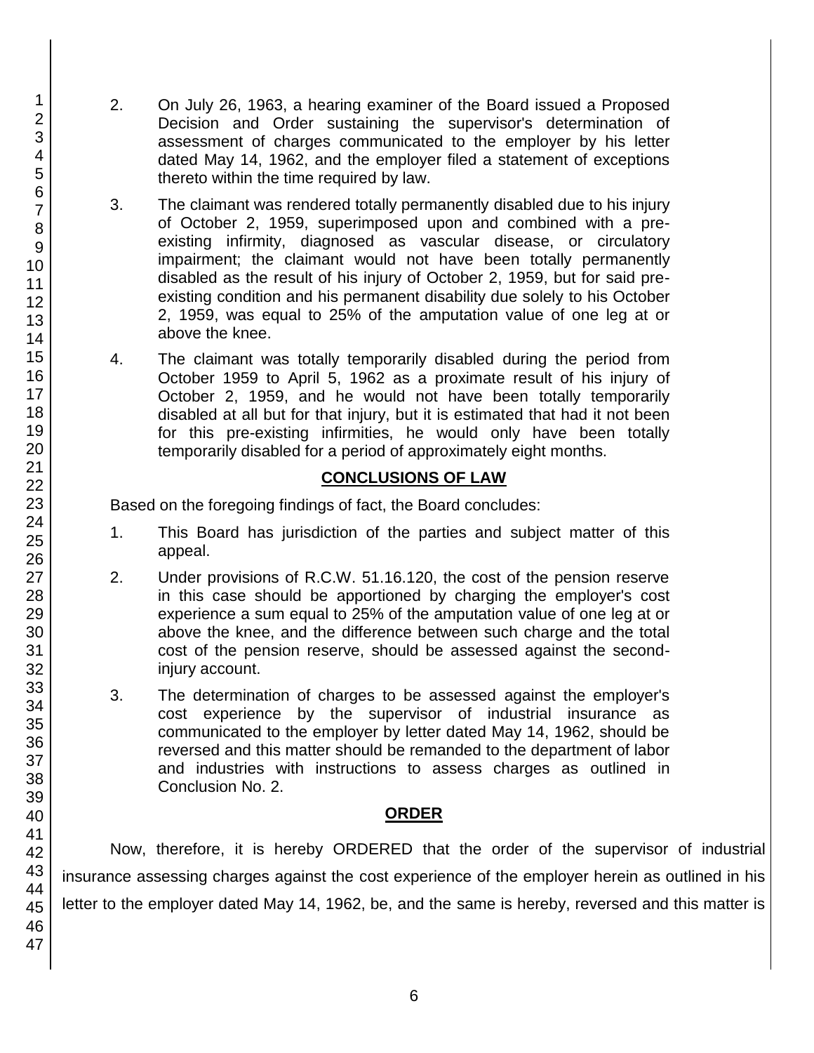2. On July 26, 1963, a hearing examiner of the Board issued a Proposed Decision and Order sustaining the supervisor's determination of assessment of charges communicated to the employer by his letter dated May 14, 1962, and the employer filed a statement of exceptions thereto within the time required by law.

3. The claimant was rendered totally permanently disabled due to his injury of October 2, 1959, superimposed upon and combined with a pre-existing infirmity, diagnosed as vascular disease, or circulatory impairment; the claimant would not have been totally permanently disabled as the result of his injury of October 2, 1959, but for said pre-existing condition and his permanent disability due solely to his October 2, 1959, was equal to 25% of the amputation value of one leg at or above the knee.

4. The claimant was totally temporarily disabled during the period from October 1959 to April 5, 1962 as a proximate result of his injury of October 2, 1959, and he would not have been totally temporarily disabled at all but for that injury, but it is estimated that had it not been for this pre-existing infirmities, he would only have been totally temporarily disabled for a period of approximately eight months.

## CONCLUSIONS OF LAW

Based on the foregoing findings of fact, the Board concludes:

1. This Board has jurisdiction of the parties and subject matter of this appeal.

2. Under provisions of R.C.W. 51.16.120, the cost of the pension reserve in this case should be apportioned by charging the employer's cost experience a sum equal to 25% of the amputation value of one leg at or above the knee, and the difference between such charge and the total cost of the pension reserve, should be assessed against the second-injury account.

3. The determination of charges to be assessed against the employer's cost experience by the supervisor of industrial insurance as communicated to the employer by letter dated May 14, 1962, should be reversed and this matter should be remanded to the department of labor and industries with instructions to assess charges as outlined in Conclusion No. 2.

## ORDER

Now, therefore, it is hereby ORDERED that the order of the supervisor of industrial insurance assessing charges against the cost experience of the employer herein as outlined in his letter to the employer dated May 14, 1962, be, and the same is hereby, reversed and this matter is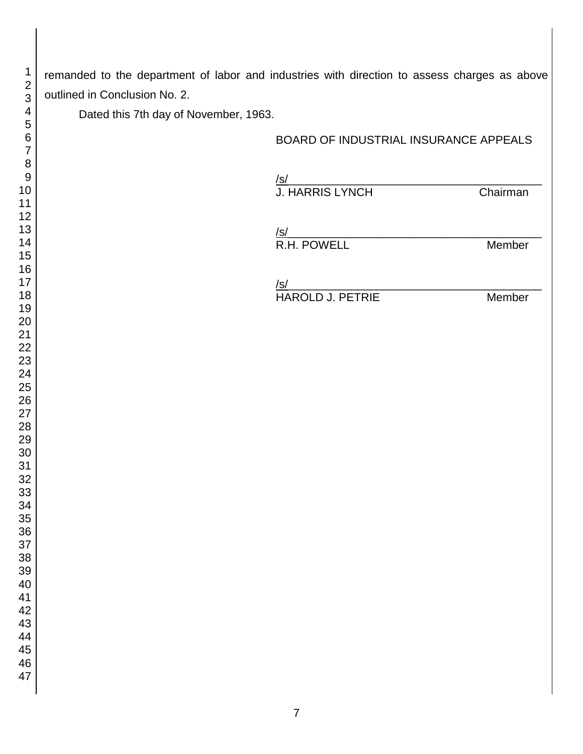remanded to the department of labor and industries with direction to assess charges as above outlined in Conclusion No. 2.

Dated this 7th day of November, 1963.

BOARD OF INDUSTRIAL INSURANCE APPEALS

/s/
J. HARRIS LYNCH Chairman

/s/
R.H. POWELL Member

/s/
HAROLD J. PETRIE Member